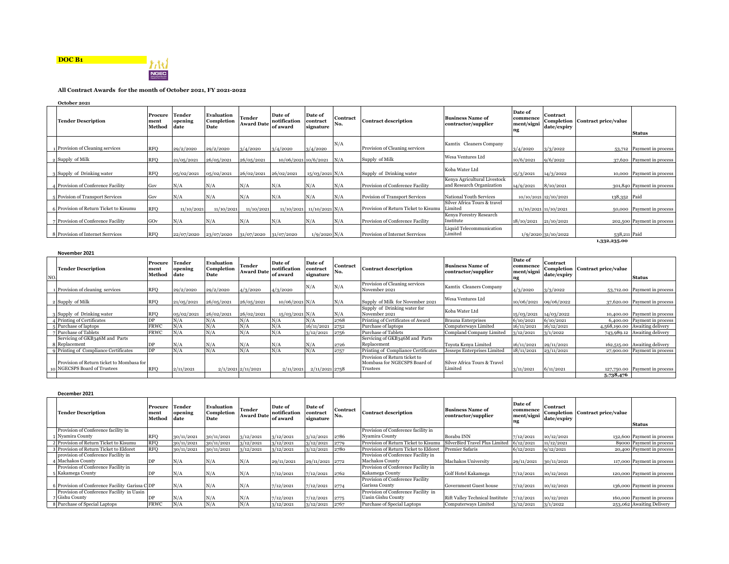**DOC B1**

**All Contract Awards for the month of October 2021, FY 2021-2022**

**October 2021**

| | Tender Description | Procurement Method | Tender opening date | Evaluation Completion Date | Tender Award Date | Date of notification of award | Date of contract signature | Contract No. | Contract description | Business Name of contractor/supplier | Date of commencement/signing | Contract Completion date/expiry | Contract price/value | Status |
|---|---|---|---|---|---|---|---|---|---|---|---|---|---|---|
| 1 | Provision of Cleaning services | RFQ | 29/2/2020 | 29/2/2020 | 3/4/2020 | 3/4/2020 | 3/4/2020 | N/A | Provision of Cleaning services | Kamtix Cleaners Company | 3/4/2020 | 3/3/2022 | 53,712 | Payment in process |
| 2 | Supply of Milk | RFQ | 21/05/2021 | 26/05/2021 | 26/05/2021 | 10/06/2021 | 10/6/2021 | N/A | Supply of Milk | Wesa Ventures Ltd | 10/6/2021 | 9/6/2022 | 37,620 | Payment in process |
| 3 | Supply of Drinking water | RFQ | 05/02/2021 | 05/02/2021 | 26/02/2021 | 26/02/2021 | 15/03/2021 | N/A | Supply of Drinking water | Koba Water Ltd | 15/3/2021 | 14/3/2022 | 10,000 | Payment in process |
| 4 | Provision of Conference Facility | Gov | N/A | N/A | N/A | N/A | N/A | N/A | Provision of Conference Facility | Kenya Agricultural Livestock and Research Organization | 14/9/2021 | 8/10/2021 | 301,840 | Payment in process |
| 5 | Povision of Transport Services | Gov | N/A | N/A | N/A | N/A | N/A | N/A | Povision of Transport Services | National Youth Services | 10/10/2021 | 12/10/2021 | 138,352 | Paid |
| 6 | Provision of Return Ticket to Kisumu | RFQ | 11/10/2021 | 11/10/2021 | 11/10/2021 | 11/10/2021 | 11/10/2021 | N/A | Provision of Return Ticket to Kisumu | Silver Africa Tours & travel Limited | 11/10/2021 | 11/10/2021 | 50,000 | Payment in process |
| 7 | Provision of Conference Facility | GOv | N/A | N/A | N/A | N/A | N/A | N/A | Provision of Conference Facility | Kenya Forestry Research Institute | 18/10/2021 | 21/10/2021 | 202,500 | Payment in process |
| 8 | Provision of Internet Serrvices | RFQ | 22/07/2020 | 23/07/2020 | 31/07/2020 | 31/07/2020 | 1/9/2020 | N/A | Provision of Internet Serrvices | Liquid Telecommunication Limited | 1/9/2020 | 31/10/2022 | 538,211 | Paid |
| | | | | | | | | | | | | | 1,332,235.00 | |

**November 2021**

| NO. | Tender Description | Procurement Method | Tender opening date | Evaluation Completion Date | Tender Award Date | Date of notification of award | Date of contract signature | Contract No. | Contract description | Business Name of contractor/supplier | Date of commencement/signing | Contract Completion date/expiry | Contract price/value | Status |
|---|---|---|---|---|---|---|---|---|---|---|---|---|---|---|
| 1 | Provision of cleaning services | RFQ | 29/2/2020 | 29/2/2020 | 4/3/2020 | 4/3/2020 | N/A | N/A | Provision of Cleaning services November 2021 | Kamtix Cleaners Company | 4/3/2020 | 3/3/2022 | 53,712.00 | Payment in process |
| 2 | Supply of Milk | RFQ | 21/05/2021 | 26/05/2021 | 26/05/2021 | 10/06/2021 | N/A | N/A | Supply of Milk for November 2021 | Wesa Ventures Ltd | 10/06/2021 | 09/06/2022 | 37,620.00 | Payment in process |
| 3 | Supply of Drinking water | RFQ | 05/02/2021 | 26/02/2021 | 26/02/2021 | 15/03/2021 | N/A | N/A | Supply of Drinking water for November 2021 | Koba Water Ltd | 15/03/2021 | 14/03/2022 | 10,400.00 | Payment in process |
| 4 | Printing of Certificates | DP | N/A | N/A | N/A | N/A | N/A | 2768 | Printing of Certificates of Award | Brauna Enterprises | 6/10/2021 | 6/10/2021 | 6,400.00 | Payment in process |
| 5 | Purchase of laptops | FRWC | N/A | N/A | N/A | N/A | 16/11/2021 | 2752 | Purchase of laptops | Computerways Limited | 16/11/2021 | 16/12/2021 | 4,568,190.00 | Awaiting delivery |
| 7 | Purchase of Tablets | FRWC | N/A | N/A | N/A | N/A | 3/12/2021 | 2756 | Purchase of Tablets | Compland Company Limited | 3/12/2021 | 3/1/2022 | 743,989.12 | Awaiting delivery |
| 8 | Servicing of GKB346M and Parts Replacement | DP | N/A | N/A | N/A | N/A | N/A | 2726 | Servicing of GKB346M and Parts Replacement | Toyota Kenya Limited | 16/11/2021 | 29/11/2021 | 162,515.00 | Awaiting delivery |
| 9 | Printing of Compliance Certificates | DP | N/A | N/A | N/A | N/A | N/A | 2757 | Printing of Compliance Certificates | Jesseps Enterprises Limited | 18/11/2021 | 23/11/2021 | 27,900.00 | Payment in process |
| 10 | Provision of Return ticket to Mombasa for NGECSPS Board of Trustees | RFQ | 2/11/2021 | 2/1/2021 | 2/11/2021 | 2/11/2021 | 2/11/2021 | 2758 | Provision of Return ticket to Mombasa for NGECSPS Board of Trustees | Silver Africa Tours & Travel Limited | 3/11/2021 | 6/11/2021 | 127,750.00 | Payment in process |
| | | | | | | | | | | | | | 5,738,476 | |

**December 2021**

| | Tender Description | Procurement Method | Tender opening date | Evaluation Completion Date | Tender Award Date | Date of notification of award | Date of contract signature | Contract No. | Contract description | Business Name of contractor/supplier | Date of commencement/signing | Contract Completion date/expiry | Contract price/value | Status |
|---|---|---|---|---|---|---|---|---|---|---|---|---|---|---|
| 1 | Provision of Conference facility in Nyamira County | RFQ | 30/11/2021 | 30/11/2021 | 3/12/2021 | 3/12/2021 | 3/12/2021 | 2786 | Provision of Conference facility in Nyamira County | Borabu INN | 7/12/2021 | 10/12/2021 | 132,600 | Payment in process |
| 2 | Provision of Return Ticket to Kisumu | RFQ | 30/11/2021 | 30/11/2021 | 3/12/2021 | 3/12/2021 | 3/12/2021 | 2779 | Provision of Return Ticket to Kisumu | SilverBird Travel Plus Limited | 6/12/2021 | 11/12/2021 | 89000 | Payment in process |
| 3 | Provision of Return Ticket to Eldoret | RFQ | 30/11/2021 | 30/11/2021 | 3/12/2021 | 3/12/2021 | 3/12/2021 | 2780 | Provision of Return Ticket to Eldoret | Premier Safaris | 6/12/2021 | 9/12/2021 | 20,400 | Payment in process |
| 4 | provision of Conference Facility in Machakos County | DP | N/A | N/A | N/A | 29/11/2021 | 29/11/2021 | 2772 | Provision of Conference Facility in Machakos County | Machakos University | 29/11/2021 | 30/11/2021 | 117,000 | Payment in process |
| 5 | Provision of Conference Facility in Kakamega County | DP | N/A | N/A | N/A | 7/12/2021 | 7/12/2021 | 2762 | Provision of Conference Facility in Kakamega County | Golf Hotel Kakamega | 7/12/2021 | 10/12/2021 | 120,000 | Payment in process |
| 6 | Provision of Conference Facility Garissa C | DP | N/A | N/A | N/A | 7/12/2021 | 7/12/2021 | 2774 | Provision of Conference Facility Garissa County | Government Guest house | 7/12/2021 | 10/12/2021 | 136,000 | Payment in process |
| 7 | Provision of Conference Facility in Uasin Gishu County | DP | N/A | N/A | N/A | 7/12/2021 | 7/12/2021 | 2775 | Provision of Conference Facility in Uasin Gishu County | Rift Valley Technical Institute | 7/12/2021 | 10/12/2021 | 160,000 | Payment in process |
| 8 | Purchase of Special Laptops | FRWC | N/A | N/A | N/A | 3/12/2021 | 3/12/2021 | 2767 | Purchase of Special Laptops | Computerways Limited | 3/12/2021 | 3/1/2022 | 253,062 | Awaiting Delivery |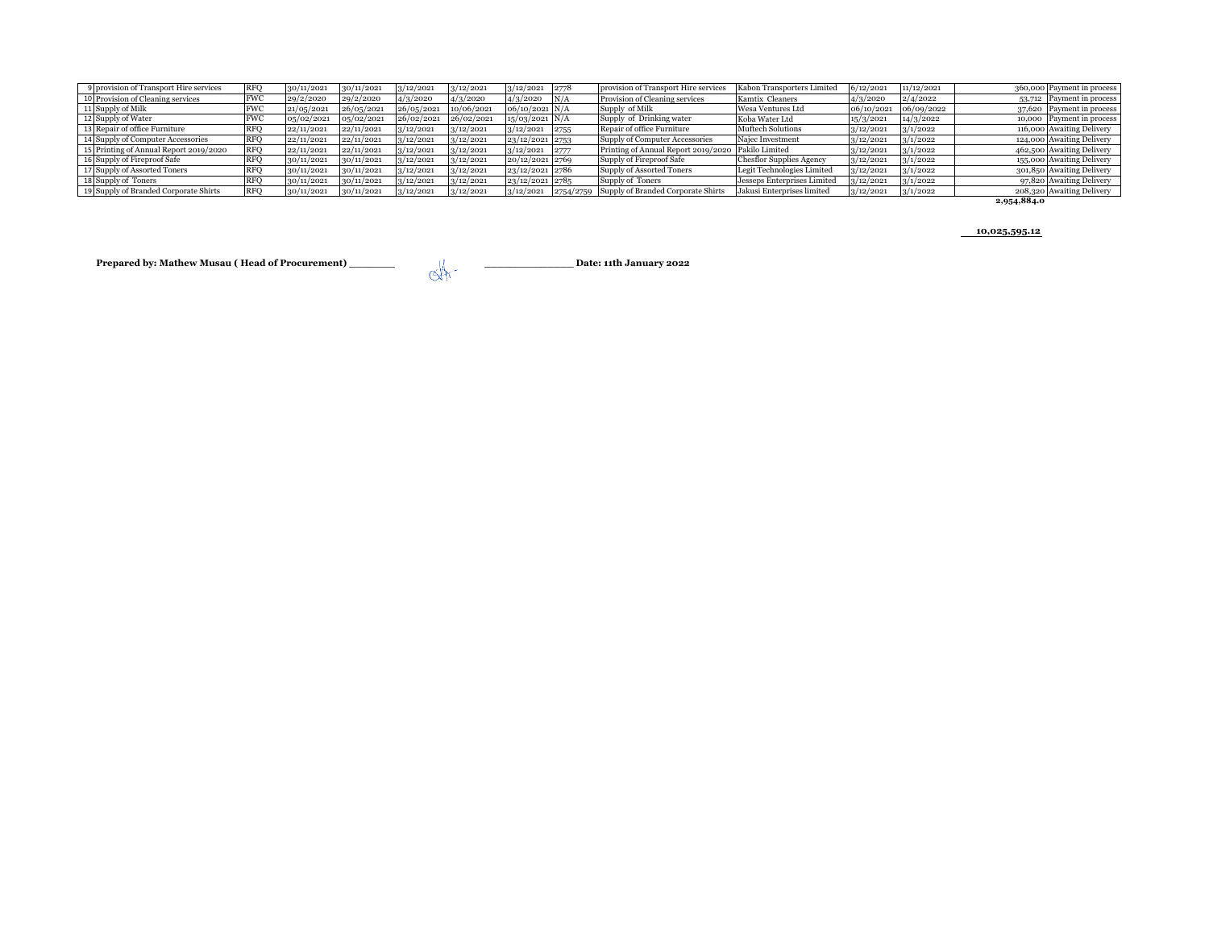| | | | | | | | | | | | | | | |
|---|---|---|---|---|---|---|---|---|---|---|---|---|---|---|
| 9 | provision of Transport Hire services | RFQ | 30/11/2021 | 30/11/2021 | 3/12/2021 | 3/12/2021 | 3/12/2021 | 2778 | provision of Transport Hire services | Kabon Transporters Limited | 6/12/2021 | 11/12/2021 | 360,000 | Payment in process |
| 10 | Provision of Cleaning services | FWC | 29/2/2020 | 29/2/2020 | 4/3/2020 | 4/3/2020 | 4/3/2020 | N/A | Provision of Cleaning services | Kamtix Cleaners | 4/3/2020 | 2/4/2022 | 53,712 | Payment in process |
| 11 | Supply of Milk | FWC | 21/05/2021 | 26/05/2021 | 26/05/2021 | 10/06/2021 | 06/10/2021 | N/A | Supply of Milk | Wesa Ventures Ltd | 06/10/2021 | 06/09/2022 | 37,620 | Payment in process |
| 12 | Supply of Water | FWC | 05/02/2021 | 05/02/2021 | 26/02/2021 | 26/02/2021 | 15/03/2021 | N/A | Supply of Drinking water | Koba Water Ltd | 15/3/2021 | 14/3/2022 | 10,000 | Payment in process |
| 13 | Repair of office Furniture | RFQ | 22/11/2021 | 22/11/2021 | 3/12/2021 | 3/12/2021 | 3/12/2021 | 2755 | Repair of office Furniture | Muftech Solutions | 3/12/2021 | 3/1/2022 | 116,000 | Awaiting Delivery |
| 14 | Supply of Computer Accessories | RFQ | 22/11/2021 | 22/11/2021 | 3/12/2021 | 3/12/2021 | 23/12/2021 | 2753 | Supply of Computer Accessories | Najec Investment | 3/12/2021 | 3/1/2022 | 124,000 | Awaiting Delivery |
| 15 | Printing of Annual Report 2019/2020 | RFQ | 22/11/2021 | 22/11/2021 | 3/12/2021 | 3/12/2021 | 3/12/2021 | 2777 | Printing of Annual Report 2019/2020 | Pakilo Limited | 3/12/2021 | 3/1/2022 | 462,500 | Awaiting Delivery |
| 16 | Supply of Fireproof Safe | RFQ | 30/11/2021 | 30/11/2021 | 3/12/2021 | 3/12/2021 | 20/12/2021 | 2769 | Supply of Fireproof Safe | Chesflor Supplies Agency | 3/12/2021 | 3/1/2022 | 155,000 | Awaiting Delivery |
| 17 | Supply of Assorted Toners | RFQ | 30/11/2021 | 30/11/2021 | 3/12/2021 | 3/12/2021 | 23/12/2021 | 2786 | Supply of Assorted Toners | Legit Technologies Limited | 3/12/2021 | 3/1/2022 | 301,850 | Awaiting Delivery |
| 18 | Supply of Toners | RFQ | 30/11/2021 | 30/11/2021 | 3/12/2021 | 3/12/2021 | 23/12/2021 | 2785 | Supply of Toners | Jesseps Enterprises Limited | 3/12/2021 | 3/1/2022 | 97,820 | Awaiting Delivery |
| 19 | Supply of Branded Corporate Shirts | RFQ | 30/11/2021 | 30/11/2021 | 3/12/2021 | 3/12/2021 | 3/12/2021 | 2754/2759 | Supply of Branded Corporate Shirts | Jakusi Enterprises limited | 3/12/2021 | 3/1/2022 | 208,320 | Awaiting Delivery |
| | | | | | | | | | | | | | **2,954,884.0** | |

**10,025,595.12**

**Prepared by: Mathew Musau ( Head of Procurement) \_\_\_\_\_\_\_\_ \_\_\_\_\_\_\_\_\_\_\_\_\_\_\_ Date: 11th January 2022**